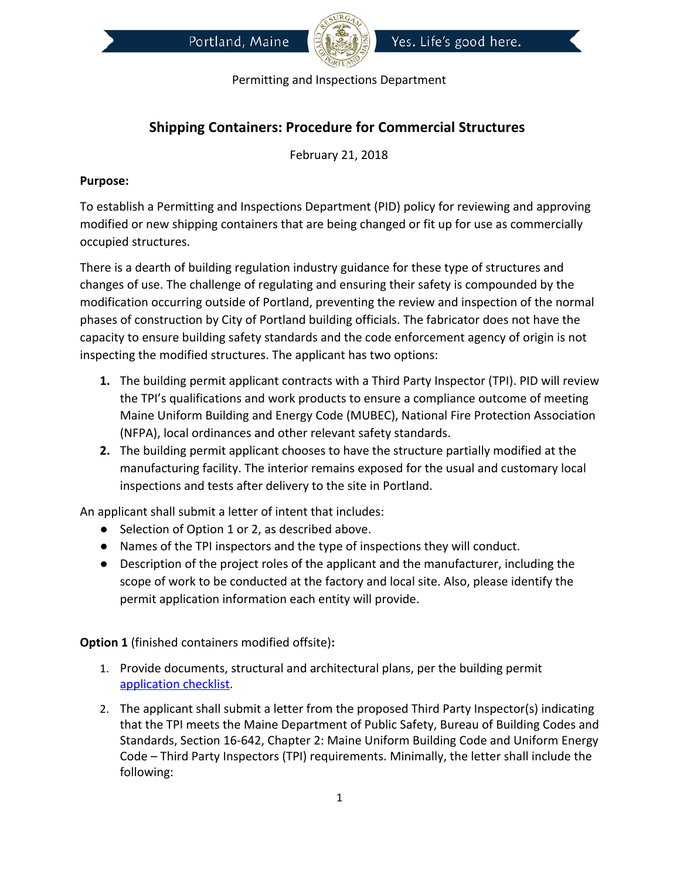Portland, Maine — Yes. Life's good here.

Permitting and Inspections Department

# Shipping Containers: Procedure for Commercial Structures

February 21, 2018

**Purpose:**

To establish a Permitting and Inspections Department (PID) policy for reviewing and approving modified or new shipping containers that are being changed or fit up for use as commercially occupied structures.

There is a dearth of building regulation industry guidance for these type of structures and changes of use. The challenge of regulating and ensuring their safety is compounded by the modification occurring outside of Portland, preventing the review and inspection of the normal phases of construction by City of Portland building officials. The fabricator does not have the capacity to ensure building safety standards and the code enforcement agency of origin is not inspecting the modified structures. The applicant has two options:

1. The building permit applicant contracts with a Third Party Inspector (TPI). PID will review the TPI's qualifications and work products to ensure a compliance outcome of meeting Maine Uniform Building and Energy Code (MUBEC), National Fire Protection Association (NFPA), local ordinances and other relevant safety standards.
2. The building permit applicant chooses to have the structure partially modified at the manufacturing facility. The interior remains exposed for the usual and customary local inspections and tests after delivery to the site in Portland.

An applicant shall submit a letter of intent that includes:

- Selection of Option 1 or 2, as described above.
- Names of the TPI inspectors and the type of inspections they will conduct.
- Description of the project roles of the applicant and the manufacturer, including the scope of work to be conducted at the factory and local site. Also, please identify the permit application information each entity will provide.

**Option 1** (finished containers modified offsite)**:**

1. Provide documents, structural and architectural plans, per the building permit application checklist.
2. The applicant shall submit a letter from the proposed Third Party Inspector(s) indicating that the TPI meets the Maine Department of Public Safety, Bureau of Building Codes and Standards, Section 16-642, Chapter 2: Maine Uniform Building Code and Uniform Energy Code – Third Party Inspectors (TPI) requirements. Minimally, the letter shall include the following: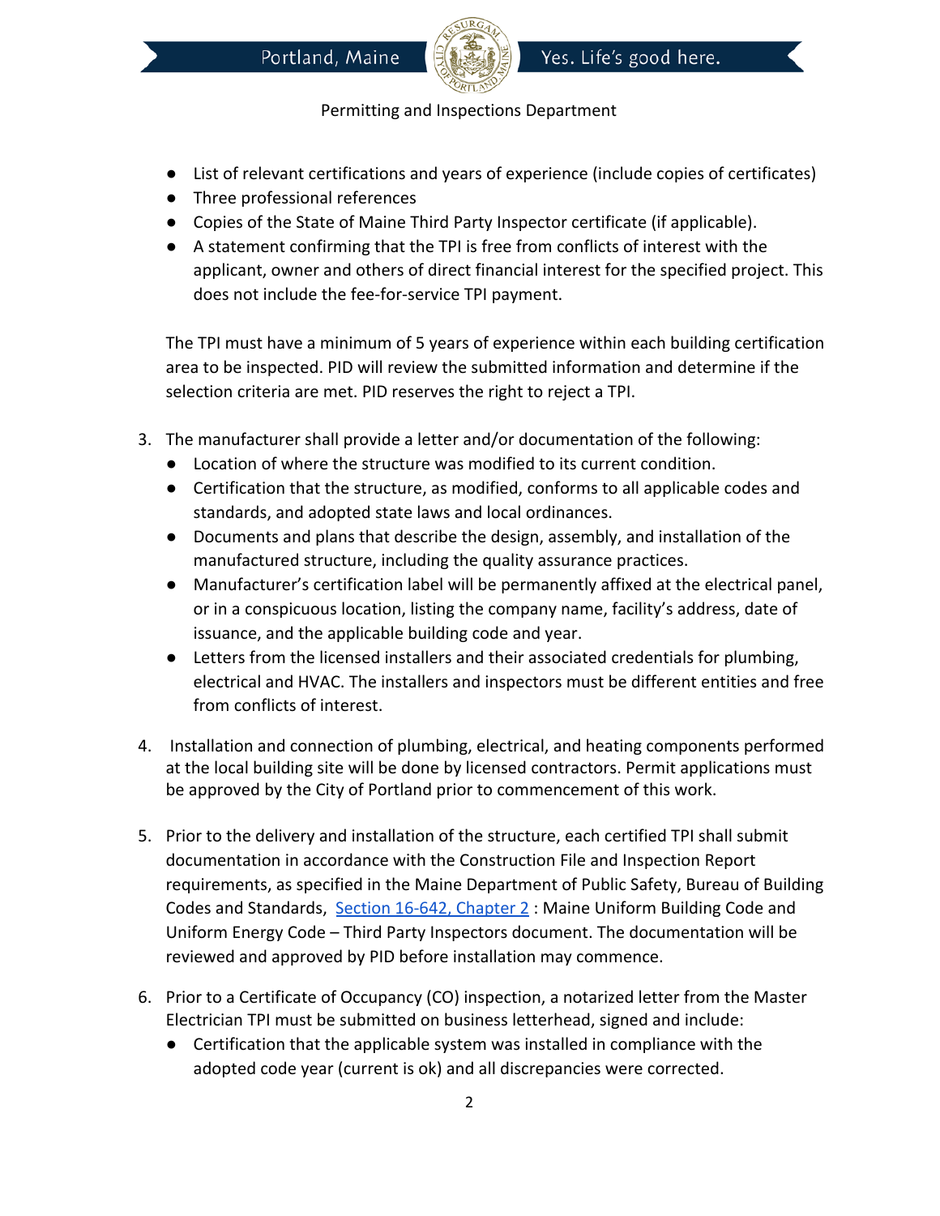- List of relevant certifications and years of experience (include copies of certificates)
- Three professional references
- Copies of the State of Maine Third Party Inspector certificate (if applicable).
- A statement confirming that the TPI is free from conflicts of interest with the applicant, owner and others of direct financial interest for the specified project. This does not include the fee-for-service TPI payment.

The TPI must have a minimum of 5 years of experience within each building certification area to be inspected. PID will review the submitted information and determine if the selection criteria are met. PID reserves the right to reject a TPI.

3. The manufacturer shall provide a letter and/or documentation of the following:
   - Location of where the structure was modified to its current condition.
   - Certification that the structure, as modified, conforms to all applicable codes and standards, and adopted state laws and local ordinances.
   - Documents and plans that describe the design, assembly, and installation of the manufactured structure, including the quality assurance practices.
   - Manufacturer's certification label will be permanently affixed at the electrical panel, or in a conspicuous location, listing the company name, facility's address, date of issuance, and the applicable building code and year.
   - Letters from the licensed installers and their associated credentials for plumbing, electrical and HVAC. The installers and inspectors must be different entities and free from conflicts of interest.

4. Installation and connection of plumbing, electrical, and heating components performed at the local building site will be done by licensed contractors. Permit applications must be approved by the City of Portland prior to commencement of this work.

5. Prior to the delivery and installation of the structure, each certified TPI shall submit documentation in accordance with the Construction File and Inspection Report requirements, as specified in the Maine Department of Public Safety, Bureau of Building Codes and Standards, [Section 16-642, Chapter 2](): Maine Uniform Building Code and Uniform Energy Code – Third Party Inspectors document. The documentation will be reviewed and approved by PID before installation may commence.

6. Prior to a Certificate of Occupancy (CO) inspection, a notarized letter from the Master Electrician TPI must be submitted on business letterhead, signed and include:
   - Certification that the applicable system was installed in compliance with the adopted code year (current is ok) and all discrepancies were corrected.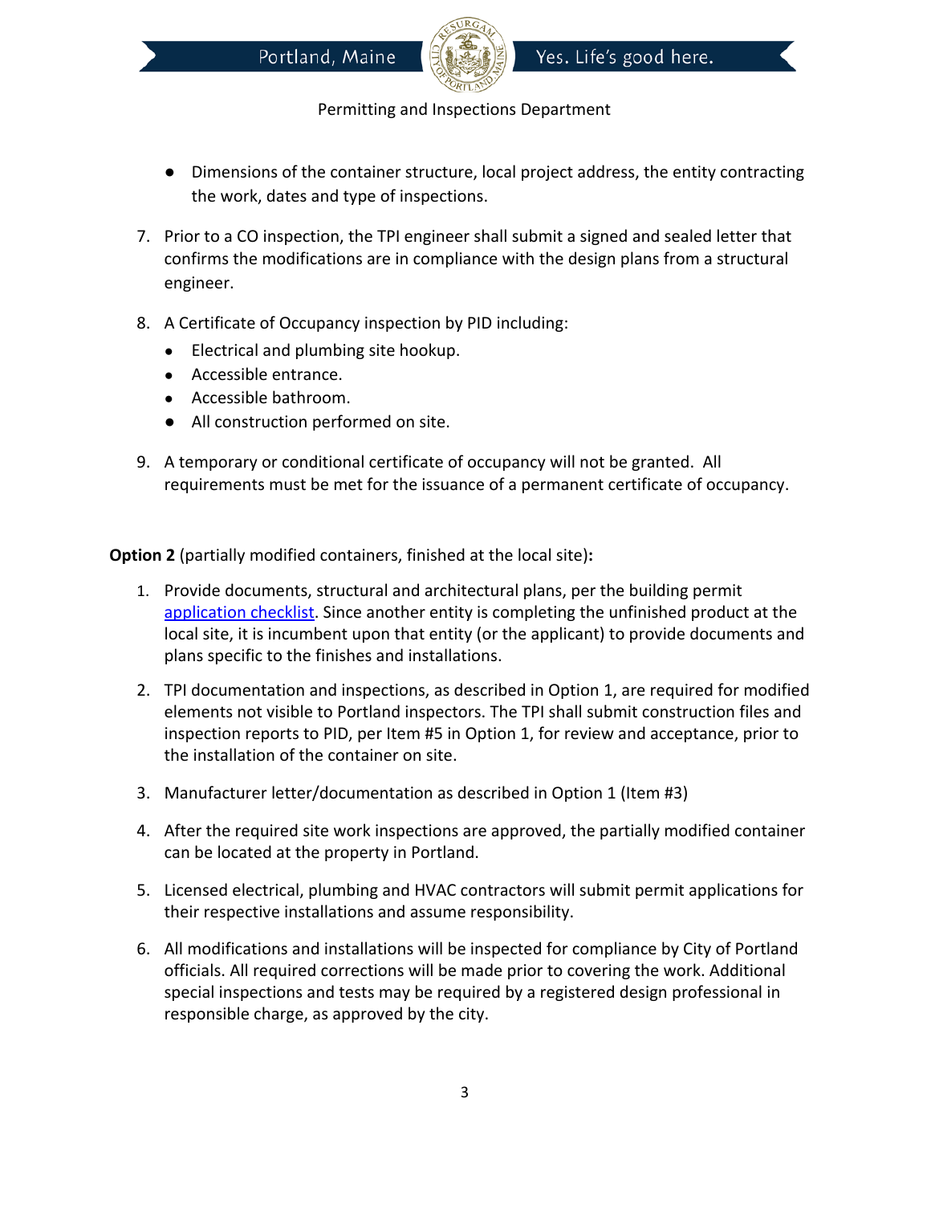- Dimensions of the container structure, local project address, the entity contracting the work, dates and type of inspections.

7. Prior to a CO inspection, the TPI engineer shall submit a signed and sealed letter that confirms the modifications are in compliance with the design plans from a structural engineer.

8. A Certificate of Occupancy inspection by PID including:
   - Electrical and plumbing site hookup.
   - Accessible entrance.
   - Accessible bathroom.
   - All construction performed on site.

9. A temporary or conditional certificate of occupancy will not be granted. All requirements must be met for the issuance of a permanent certificate of occupancy.

**Option 2** (partially modified containers, finished at the local site)**:**

1. Provide documents, structural and architectural plans, per the building permit [application checklist](). Since another entity is completing the unfinished product at the local site, it is incumbent upon that entity (or the applicant) to provide documents and plans specific to the finishes and installations.

2. TPI documentation and inspections, as described in Option 1, are required for modified elements not visible to Portland inspectors. The TPI shall submit construction files and inspection reports to PID, per Item #5 in Option 1, for review and acceptance, prior to the installation of the container on site.

3. Manufacturer letter/documentation as described in Option 1 (Item #3)

4. After the required site work inspections are approved, the partially modified container can be located at the property in Portland.

5. Licensed electrical, plumbing and HVAC contractors will submit permit applications for their respective installations and assume responsibility.

6. All modifications and installations will be inspected for compliance by City of Portland officials. All required corrections will be made prior to covering the work. Additional special inspections and tests may be required by a registered design professional in responsible charge, as approved by the city.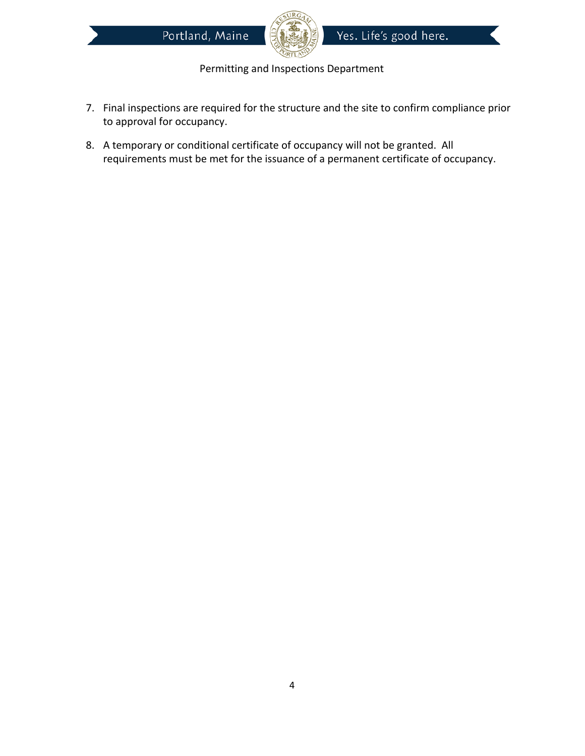7. Final inspections are required for the structure and the site to confirm compliance prior to approval for occupancy.

8. A temporary or conditional certificate of occupancy will not be granted. All requirements must be met for the issuance of a permanent certificate of occupancy.